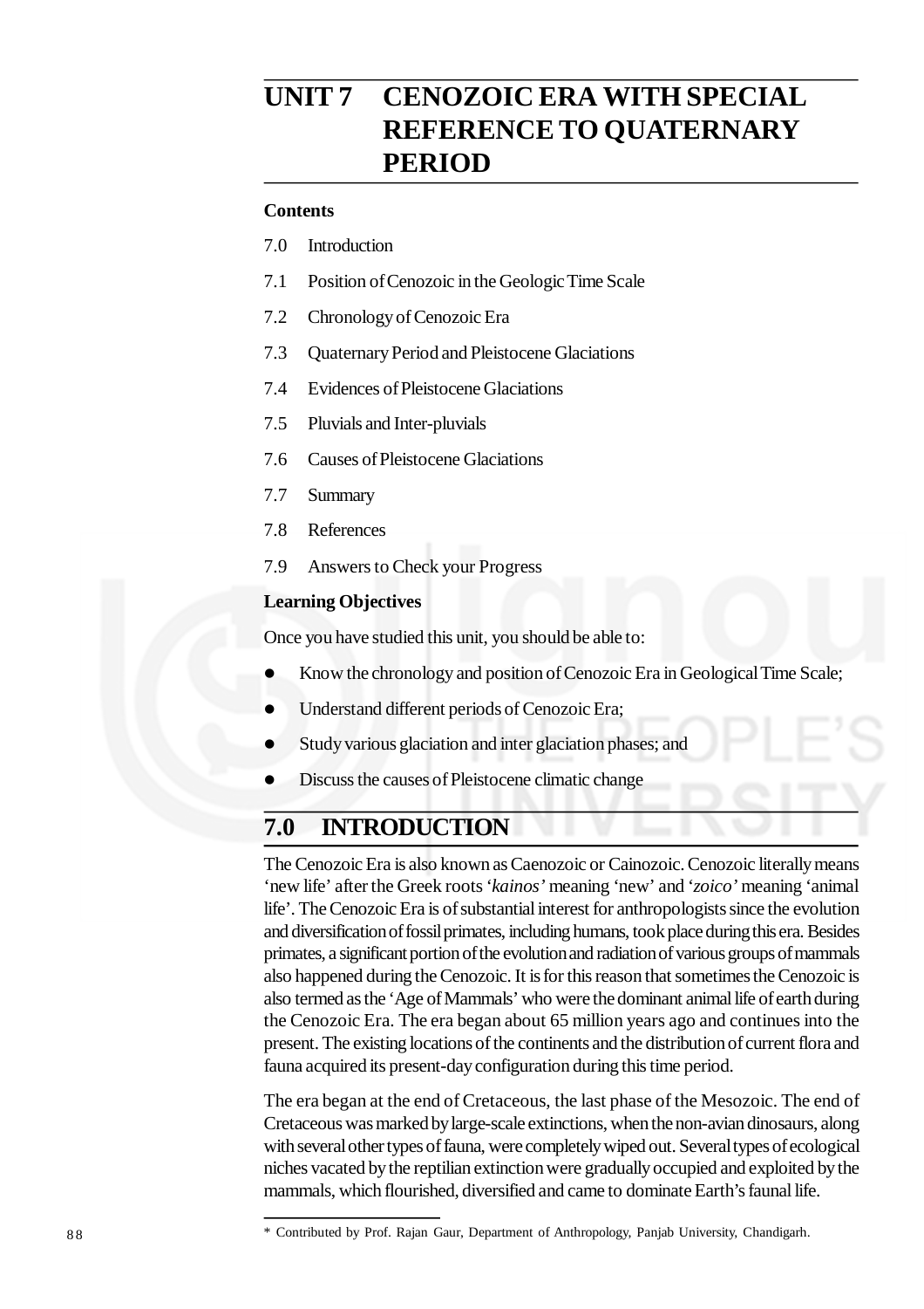# UNIT 7 CENOZOIC ERA WITH SPECIAL REFERENCE TO QUATERNARY PERIOD

**Contents**

7.0 Introduction

7.1 Position of Cenozoic in the Geologic Time Scale

7.2 Chronology of Cenozoic Era

7.3 Quaternary Period and Pleistocene Glaciations

7.4 Evidences of Pleistocene Glaciations

7.5 Pluvials and Inter-pluvials

7.6 Causes of Pleistocene Glaciations

7.7 Summary

7.8 References

7.9 Answers to Check your Progress

**Learning Objectives**

Once you have studied this unit, you should be able to:

- Know the chronology and position of Cenozoic Era in Geological Time Scale;
- Understand different periods of Cenozoic Era;
- Study various glaciation and inter glaciation phases; and
- Discuss the causes of Pleistocene climatic change

## 7.0 INTRODUCTION

The Cenozoic Era is also known as Caenozoic or Cainozoic. Cenozoic literally means 'new life' after the Greek roots '*kainos'* meaning 'new' and '*zoico'* meaning 'animal life'. The Cenozoic Era is of substantial interest for anthropologists since the evolution and diversification of fossil primates, including humans, took place during this era. Besides primates, a significant portion of the evolution and radiation of various groups of mammals also happened during the Cenozoic. It is for this reason that sometimes the Cenozoic is also termed as the 'Age of Mammals' who were the dominant animal life of earth during the Cenozoic Era. The era began about 65 million years ago and continues into the present. The existing locations of the continents and the distribution of current flora and fauna acquired its present-day configuration during this time period.

The era began at the end of Cretaceous, the last phase of the Mesozoic. The end of Cretaceous was marked by large-scale extinctions, when the non-avian dinosaurs, along with several other types of fauna, were completely wiped out. Several types of ecological niches vacated by the reptilian extinction were gradually occupied and exploited by the mammals, which flourished, diversified and came to dominate Earth's faunal life.

\* Contributed by Prof. Rajan Gaur, Department of Anthropology, Panjab University, Chandigarh.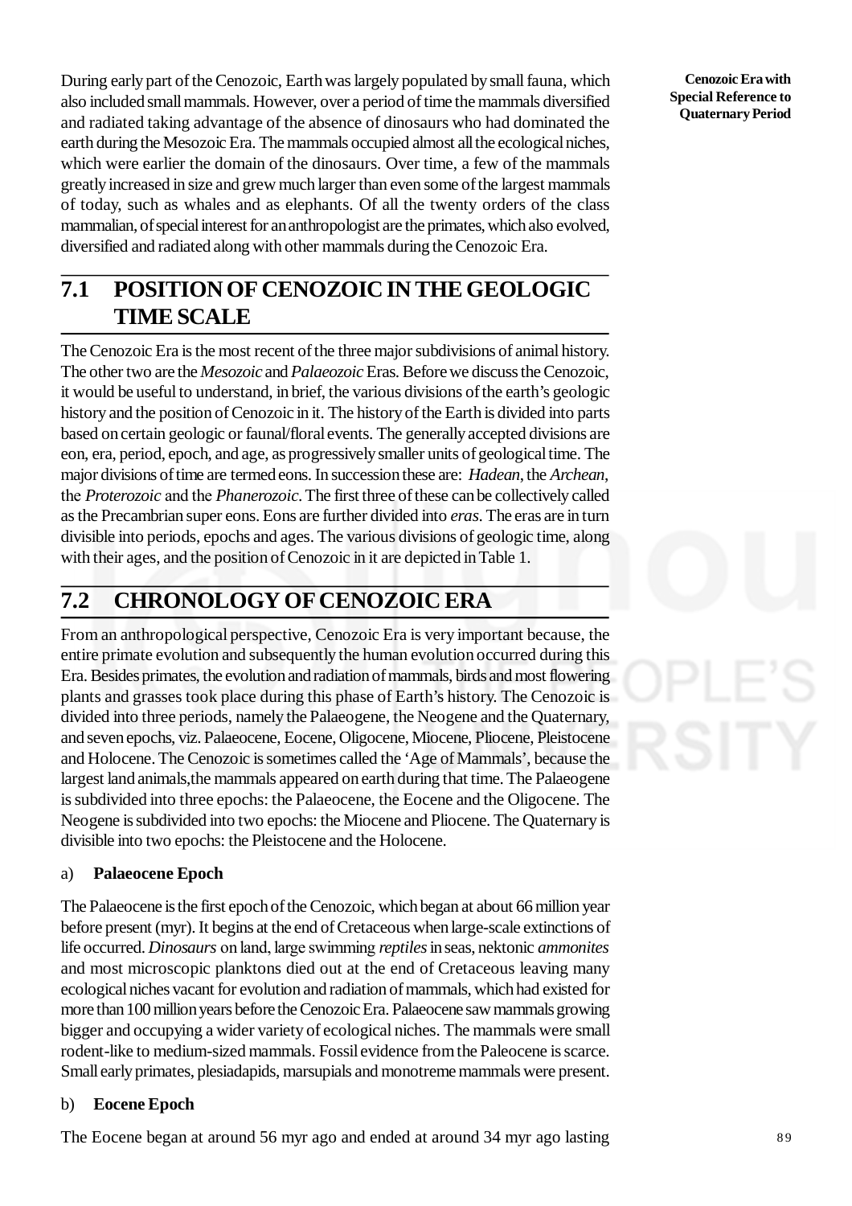During early part of the Cenozoic, Earth was largely populated by small fauna, which also included small mammals. However, over a period of time the mammals diversified and radiated taking advantage of the absence of dinosaurs who had dominated the earth during the Mesozoic Era. The mammals occupied almost all the ecological niches, which were earlier the domain of the dinosaurs. Over time, a few of the mammals greatly increased in size and grew much larger than even some of the largest mammals of today, such as whales and as elephants. Of all the twenty orders of the class mammalian, of special interest for an anthropologist are the primates, which also evolved, diversified and radiated along with other mammals during the Cenozoic Era.

## 7.1 POSITION OF CENOZOIC IN THE GEOLOGIC TIME SCALE

The Cenozoic Era is the most recent of the three major subdivisions of animal history. The other two are the *Mesozoic* and *Palaeozoic* Eras. Before we discuss the Cenozoic, it would be useful to understand, in brief, the various divisions of the earth's geologic history and the position of Cenozoic in it. The history of the Earth is divided into parts based on certain geologic or faunal/floral events. The generally accepted divisions are eon, era, period, epoch, and age, as progressively smaller units of geological time. The major divisions of time are termed eons. In succession these are: *Hadean*, the *Archean*, the *Proterozoic* and the *Phanerozoic*. The first three of these can be collectively called as the Precambrian super eons. Eons are further divided into *eras*. The eras are in turn divisible into periods, epochs and ages. The various divisions of geologic time, along with their ages, and the position of Cenozoic in it are depicted in Table 1.

## 7.2 CHRONOLOGY OF CENOZOIC ERA

From an anthropological perspective, Cenozoic Era is very important because, the entire primate evolution and subsequently the human evolution occurred during this Era. Besides primates, the evolution and radiation of mammals, birds and most flowering plants and grasses took place during this phase of Earth's history. The Cenozoic is divided into three periods, namely the Palaeogene, the Neogene and the Quaternary, and seven epochs, viz. Palaeocene, Eocene, Oligocene, Miocene, Pliocene, Pleistocene and Holocene. The Cenozoic is sometimes called the 'Age of Mammals', because the largest land animals,the mammals appeared on earth during that time. The Palaeogene is subdivided into three epochs: the Palaeocene, the Eocene and the Oligocene. The Neogene is subdivided into two epochs: the Miocene and Pliocene. The Quaternary is divisible into two epochs: the Pleistocene and the Holocene.

a) **Palaeocene Epoch**

The Palaeocene is the first epoch of the Cenozoic, which began at about 66 million year before present (myr). It begins at the end of Cretaceous when large-scale extinctions of life occurred. *Dinosaurs* on land, large swimming *reptiles* in seas, nektonic *ammonites* and most microscopic planktons died out at the end of Cretaceous leaving many ecological niches vacant for evolution and radiation of mammals, which had existed for more than 100 million years before the Cenozoic Era. Palaeocene saw mammals growing bigger and occupying a wider variety of ecological niches. The mammals were small rodent-like to medium-sized mammals. Fossil evidence from the Paleocene is scarce. Small early primates, plesiadapids, marsupials and monotreme mammals were present.

b) **Eocene Epoch**

The Eocene began at around 56 myr ago and ended at around 34 myr ago lasting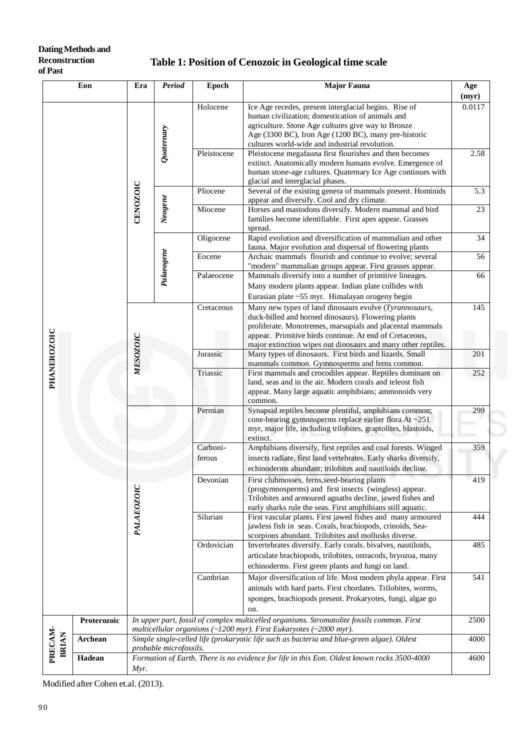## Table 1: Position of Cenozoic in Geological time scale

| Eon | | Era | Period | Epoch | Major Fauna | Age (myr) |
|---|---|---|---|---|---|---|
| PHANEROZOIC | | CENOZOIC | *Quaternary* | Holocene | Ice Age recedes, present interglacial begins. Rise of human civilization; domestication of animals and agriculture. Stone Age cultures give way to Bronze Age (3300 BC), Iron Age (1200 BC), many pre-historic cultures world-wide and industrial revolution. | 0.0117 |
| | | | | Pleistocene | Pleistocene megafauna first flourishes and then becomes extinct. Anatomically modern humans evolve. Emergence of human stone-age cultures. Quaternary Ice Age continues with glacial and interglacial phases. | 2.58 |
| | | | *Neogene* | Pliocene | Several of the existing genera of mammals present. Hominids appear and diversify. Cool and dry climate. | 5.3 |
| | | | | Miocene | Horses and mastodons diversify. Modern mammal and bird families become identifiable. First apes appear. Grasses spread. | 23 |
| | | | *Palaeogene* | Oligocene | Rapid evolution and diversification of mammalian and other fauna. Major evolution and dispersal of flowering plants | 34 |
| | | | | Eocene | Archaic mammals flourish and continue to evolve; several "modern" mammalian groups appear. First grasses appear. | 56 |
| | | | | Palaeocene | Mammals diversify into a number of primitive lineages. Many modern plants appear. Indian plate collides with Eurasian plate ~55 myr. Himalayan orogeny begin | 66 |
| | | *MESOZOIC* | | Cretaceous | Many new types of land dinosaurs evolve (*Tyrannosaurs*, duck-billed and horned dinosaurs). Flowering plants proliferate. Monotremes, marsupials and placental mammals appear. Primitive birds continue. At end of Cretaceous, major extinction wipes out dinosaurs and many other reptiles. | 145 |
| | | | | Jurassic | Many types of dinosaurs. First birds and lizards. Small mammals common. Gymnosperms and ferns common. | 201 |
| | | | | Triassic | First mammals and crocodiles appear. Reptiles dominant on land, seas and in the air. Modern corals and teleost fish appear. Many large aquatic amphibians; ammonoids very common. | 252 |
| | | *PALAEOZOIC* | | Permian | Synapsid reptiles become plentiful, amphibians common; cone-bearing gymnosperms replace earlier flora.At ~251 myr, major life, including trilobites, graptolites, blastoids, extinct. | 299 |
| | | | | Carboni-ferous | Amphibians diversify, first reptiles and coal forests. Winged insects radiate, first land vertebrates. Early sharks diversify, echinoderms abundant; trilobites and nautiloids decline. | 359 |
| | | | | Devonian | First clubmosses, ferns,seed-bearing plants (progymnosperms) and first insects (wingless) appear. Trilobites and armoured agnaths decline, jawed fishes and early sharks rule the seas. First amphibians still aquatic. | 419 |
| | | | | Silurian | First vascular plants. First jawed fishes and many armoured jawless fish in seas. Corals, brachiopods, crinoids, Sea-scorpions abundant. Trilobites and mollusks diverse. | 444 |
| | | | | Ordovician | Invertebrates diversify. Early corals. bivalves, nautiloids, articulate brachiopods, trilobites, ostracods, bryozoa, many echinoderms. First green plants and fungi on land. | 485 |
| | | | | Cambrian | Major diversification of life. Most modern phyla appear. First animals with hard parts. First chordates. Trilobites, worms, sponges, brachiopods present. Prokaryotes, fungi, algae go on. | 541 |
| PRECAM-BRIAN | Proterozoic | *In upper part, fossil of complex multicelled organisms. Stromatolite fossils common. First multicellular organisms (~1200 myr). First Eukaryotes (~2000 myr).* | | | | 2500 |
| | Archean | *Simple single-celled life (prokaryotic life such as bacteria and blue-green algae). Oldest probable microfossils.* | | | | 4000 |
| | Hadean | *Formation of Earth. There is no evidence for life in this Eon. Oldest known rocks 3500-4000 Myr.* | | | | 4600 |

Modified after Cohen et.al. (2013).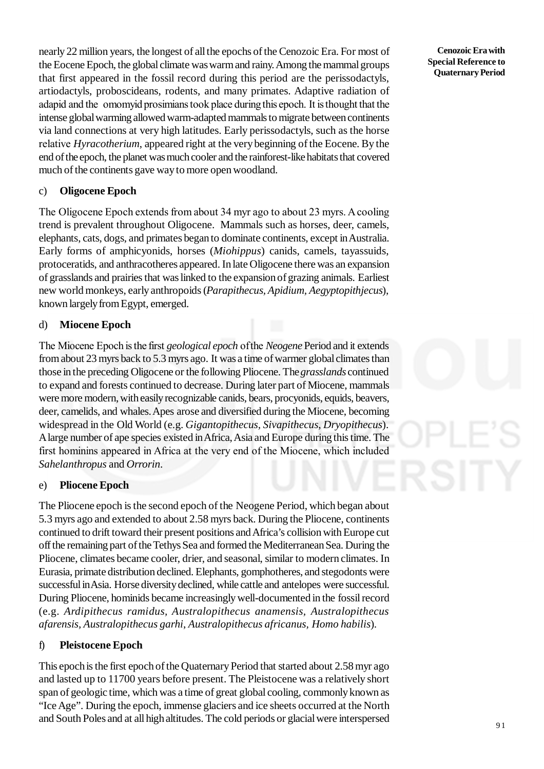nearly 22 million years, the longest of all the epochs of the Cenozoic Era. For most of the Eocene Epoch, the global climate was warm and rainy. Among the mammal groups that first appeared in the fossil record during this period are the perissodactyls, artiodactyls, proboscideans, rodents, and many primates. Adaptive radiation of adapid and the omomyid prosimians took place during this epoch. It is thought that the intense global warming allowed warm-adapted mammals to migrate between continents via land connections at very high latitudes. Early perissodactyls, such as the horse relative *Hyracotherium*, appeared right at the very beginning of the Eocene. By the end of the epoch, the planet was much cooler and the rainforest-like habitats that covered much of the continents gave way to more open woodland.

c) **Oligocene Epoch**

The Oligocene Epoch extends from about 34 myr ago to about 23 myrs. A cooling trend is prevalent throughout Oligocene. Mammals such as horses, deer, camels, elephants, cats, dogs, and primates began to dominate continents, except in Australia. Early forms of amphicyonids, horses (*Miohippus*) canids, camels, tayassuids, protoceratids, and anthracotheres appeared. In late Oligocene there was an expansion of grasslands and prairies that was linked to the expansion of grazing animals. Earliest new world monkeys, early anthropoids (*Parapithecus, Apidium, Aegyptopithjecus*), known largely from Egypt, emerged.

d) **Miocene Epoch**

The Miocene Epoch is the first *geological epoch* of the *Neogene* Period and it extends from about 23 myrs back to 5.3 myrs ago. It was a time of warmer global climates than those in the preceding Oligocene or the following Pliocene. The *grasslands* continued to expand and forests continued to decrease. During later part of Miocene, mammals were more modern, with easily recognizable canids, bears, procyonids, equids, beavers, deer, camelids, and whales. Apes arose and diversified during the Miocene, becoming widespread in the Old World (e.g. *Gigantopithecus, Sivapithecus, Dryopithecus*). A large number of ape species existed in Africa, Asia and Europe during this time. The first hominins appeared in Africa at the very end of the Miocene, which included *Sahelanthropus* and *Orrorin*.

e) **Pliocene Epoch**

The Pliocene epoch is the second epoch of the Neogene Period, which began about 5.3 myrs ago and extended to about 2.58 myrs back. During the Pliocene, continents continued to drift toward their present positions and Africa's collision with Europe cut off the remaining part of the Tethys Sea and formed the Mediterranean Sea. During the Pliocene, climates became cooler, drier, and seasonal, similar to modern climates. In Eurasia, primate distribution declined. Elephants, gomphotheres, and stegodonts were successful in Asia. Horse diversity declined, while cattle and antelopes were successful. During Pliocene, hominids became increasingly well-documented in the fossil record (e.g. *Ardipithecus ramidus, Australopithecus anamensis, Australopithecus afarensis, Australopithecus garhi, Australopithecus africanus, Homo habilis*).

f) **Pleistocene Epoch**

This epoch is the first epoch of the Quaternary Period that started about 2.58 myr ago and lasted up to 11700 years before present. The Pleistocene was a relatively short span of geologic time, which was a time of great global cooling, commonly known as "Ice Age". During the epoch, immense glaciers and ice sheets occurred at the North and South Poles and at all high altitudes. The cold periods or glacial were interspersed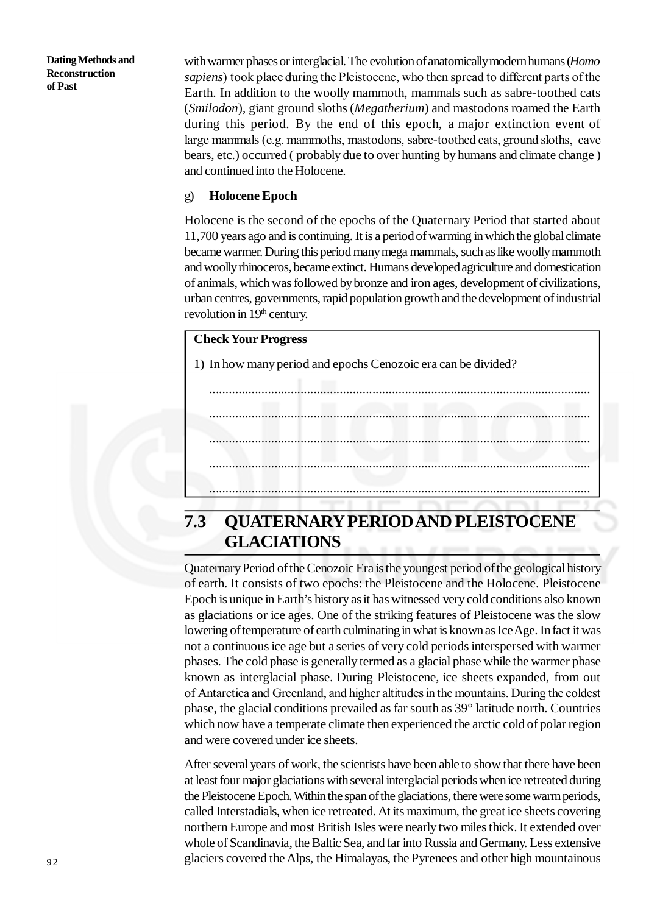with warmer phases or interglacial. The evolution of anatomically modern humans (*Homo sapiens*) took place during the Pleistocene, who then spread to different parts of the Earth. In addition to the woolly mammoth, mammals such as sabre-toothed cats (*Smilodon*), giant ground sloths (*Megatherium*) and mastodons roamed the Earth during this period. By the end of this epoch, a major extinction event of large mammals (e.g. mammoths, mastodons, sabre-toothed cats, ground sloths, cave bears, etc.) occurred ( probably due to over hunting by humans and climate change ) and continued into the Holocene.

g) **Holocene Epoch**

Holocene is the second of the epochs of the Quaternary Period that started about 11,700 years ago and is continuing. It is a period of warming in which the global climate became warmer. During this period many mega mammals, such as like woolly mammoth and woolly rhinoceros, became extinct. Humans developed agriculture and domestication of animals, which was followed by bronze and iron ages, development of civilizations, urban centres, governments, rapid population growth and the development of industrial revolution in 19th century.

**Check Your Progress**

1) In how many period and epochs Cenozoic era can be divided?

.....................................................................................................................

.....................................................................................................................

.....................................................................................................................

.....................................................................................................................

.....................................................................................................................

## 7.3 QUATERNARY PERIOD AND PLEISTOCENE GLACIATIONS

Quaternary Period of the Cenozoic Era is the youngest period of the geological history of earth. It consists of two epochs: the Pleistocene and the Holocene. Pleistocene Epoch is unique in Earth's history as it has witnessed very cold conditions also known as glaciations or ice ages. One of the striking features of Pleistocene was the slow lowering of temperature of earth culminating in what is known as Ice Age. In fact it was not a continuous ice age but a series of very cold periods interspersed with warmer phases. The cold phase is generally termed as a glacial phase while the warmer phase known as interglacial phase. During Pleistocene, ice sheets expanded, from out of Antarctica and Greenland, and higher altitudes in the mountains. During the coldest phase, the glacial conditions prevailed as far south as 39° latitude north. Countries which now have a temperate climate then experienced the arctic cold of polar region and were covered under ice sheets.

After several years of work, the scientists have been able to show that there have been at least four major glaciations with several interglacial periods when ice retreated during the Pleistocene Epoch. Within the span of the glaciations, there were some warm periods, called Interstadials, when ice retreated. At its maximum, the great ice sheets covering northern Europe and most British Isles were nearly two miles thick. It extended over whole of Scandinavia, the Baltic Sea, and far into Russia and Germany. Less extensive glaciers covered the Alps, the Himalayas, the Pyrenees and other high mountainous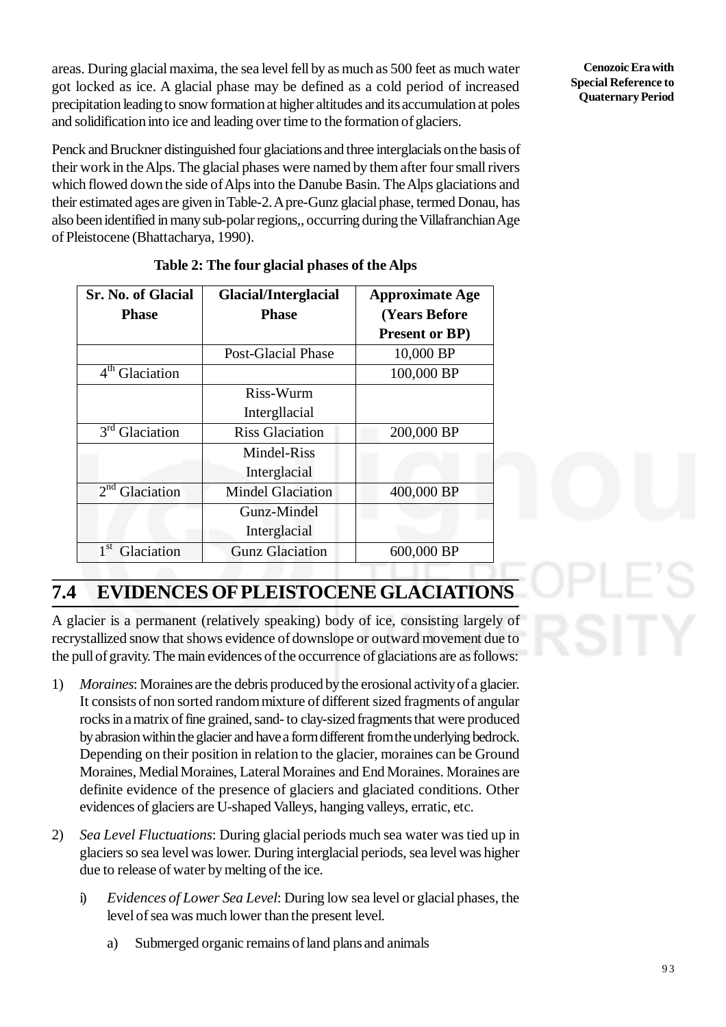areas. During glacial maxima, the sea level fell by as much as 500 feet as much water got locked as ice. A glacial phase may be defined as a cold period of increased precipitation leading to snow formation at higher altitudes and its accumulation at poles and solidification into ice and leading over time to the formation of glaciers.

Penck and Bruckner distinguished four glaciations and three interglacials on the basis of their work in the Alps. The glacial phases were named by them after four small rivers which flowed down the side of Alps into the Danube Basin. The Alps glaciations and their estimated ages are given in Table-2. A pre-Gunz glacial phase, termed Donau, has also been identified in many sub-polar regions,, occurring during the Villafranchian Age of Pleistocene (Bhattacharya, 1990).

**Table 2: The four glacial phases of the Alps**

| Sr. No. of Glacial Phase | Glacial/Interglacial Phase | Approximate Age (Years Before Present or BP) |
|---|---|---|
| | Post-Glacial Phase | 10,000 BP |
| 4th Glaciation | | 100,000 BP |
| | Riss-Wurm Intergllacial | |
| 3rd Glaciation | Riss Glaciation | 200,000 BP |
| | Mindel-Riss Interglacial | |
| 2nd Glaciation | Mindel Glaciation | 400,000 BP |
| | Gunz-Mindel Interglacial | |
| 1st Glaciation | Gunz Glaciation | 600,000 BP |

## 7.4 EVIDENCES OF PLEISTOCENE GLACIATIONS

A glacier is a permanent (relatively speaking) body of ice, consisting largely of recrystallized snow that shows evidence of downslope or outward movement due to the pull of gravity. The main evidences of the occurrence of glaciations are as follows:

1) *Moraines*: Moraines are the debris produced by the erosional activity of a glacier. It consists of non sorted random mixture of different sized fragments of angular rocks in a matrix of fine grained, sand- to clay-sized fragments that were produced by abrasion within the glacier and have a form different from the underlying bedrock. Depending on their position in relation to the glacier, moraines can be Ground Moraines, Medial Moraines, Lateral Moraines and End Moraines. Moraines are definite evidence of the presence of glaciers and glaciated conditions. Other evidences of glaciers are U-shaped Valleys, hanging valleys, erratic, etc.

2) *Sea Level Fluctuations*: During glacial periods much sea water was tied up in glaciers so sea level was lower. During interglacial periods, sea level was higher due to release of water by melting of the ice.

    i) *Evidences of Lower Sea Level*: During low sea level or glacial phases, the level of sea was much lower than the present level.

        a) Submerged organic remains of land plans and animals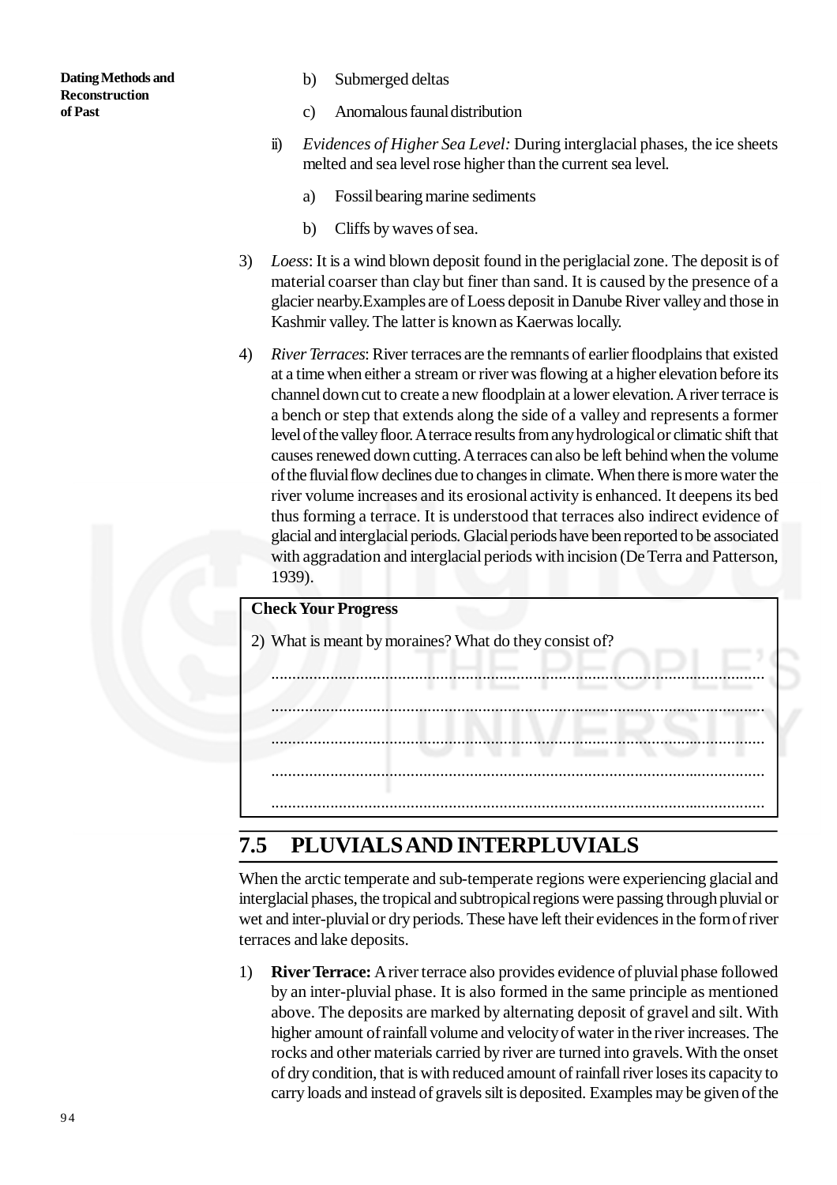b) Submerged deltas

c) Anomalous faunal distribution

ii) *Evidences of Higher Sea Level:* During interglacial phases, the ice sheets melted and sea level rose higher than the current sea level.

a) Fossil bearing marine sediments

b) Cliffs by waves of sea.

3) *Loess*: It is a wind blown deposit found in the periglacial zone. The deposit is of material coarser than clay but finer than sand. It is caused by the presence of a glacier nearby.Examples are of Loess deposit in Danube River valley and those in Kashmir valley. The latter is known as Kaerwas locally.

4) *River Terraces*: River terraces are the remnants of earlier floodplains that existed at a time when either a stream or river was flowing at a higher elevation before its channel down cut to create a new floodplain at a lower elevation. A river terrace is a bench or step that extends along the side of a valley and represents a former level of the valley floor. A terrace results from any hydrological or climatic shift that causes renewed down cutting. A terraces can also be left behind when the volume of the fluvial flow declines due to changes in climate. When there is more water the river volume increases and its erosional activity is enhanced. It deepens its bed thus forming a terrace. It is understood that terraces also indirect evidence of glacial and interglacial periods. Glacial periods have been reported to be associated with aggradation and interglacial periods with incision (De Terra and Patterson, 1939).

**Check Your Progress**

2) What is meant by moraines? What do they consist of?

.....................................................................................................................

.....................................................................................................................

.....................................................................................................................

.....................................................................................................................

.....................................................................................................................

## 7.5 PLUVIALS AND INTERPLUVIALS

When the arctic temperate and sub-temperate regions were experiencing glacial and interglacial phases, the tropical and subtropical regions were passing through pluvial or wet and inter-pluvial or dry periods. These have left their evidences in the form of river terraces and lake deposits.

1) **River Terrace:** A river terrace also provides evidence of pluvial phase followed by an inter-pluvial phase. It is also formed in the same principle as mentioned above. The deposits are marked by alternating deposit of gravel and silt. With higher amount of rainfall volume and velocity of water in the river increases. The rocks and other materials carried by river are turned into gravels. With the onset of dry condition, that is with reduced amount of rainfall river loses its capacity to carry loads and instead of gravels silt is deposited. Examples may be given of the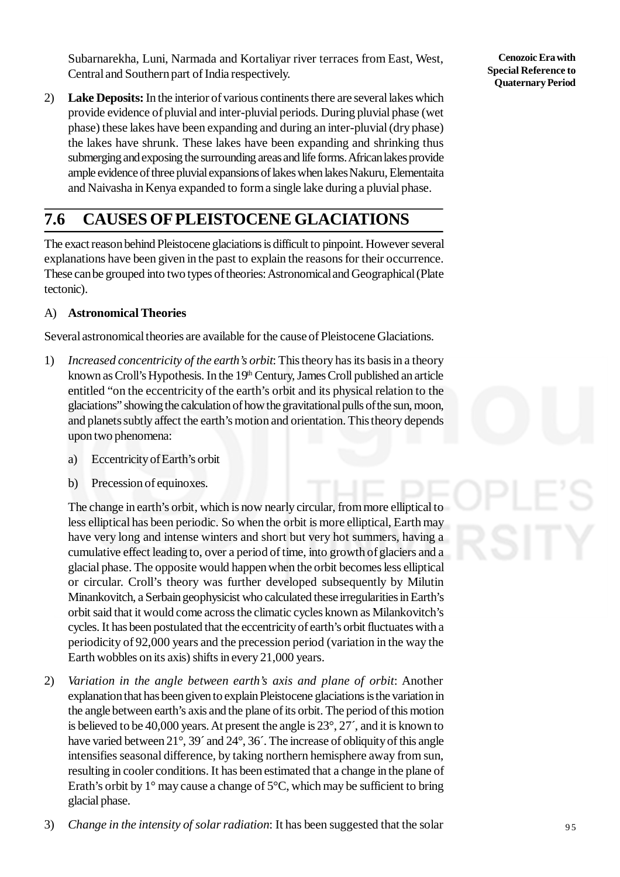Subarnarekha, Luni, Narmada and Kortaliyar river terraces from East, West, Central and Southern part of India respectively.

2) **Lake Deposits:** In the interior of various continents there are several lakes which provide evidence of pluvial and inter-pluvial periods. During pluvial phase (wet phase) these lakes have been expanding and during an inter-pluvial (dry phase) the lakes have shrunk. These lakes have been expanding and shrinking thus submerging and exposing the surrounding areas and life forms. African lakes provide ample evidence of three pluvial expansions of lakes when lakes Nakuru, Elementaita and Naivasha in Kenya expanded to form a single lake during a pluvial phase.

## 7.6 CAUSES OF PLEISTOCENE GLACIATIONS

The exact reason behind Pleistocene glaciations is difficult to pinpoint. However several explanations have been given in the past to explain the reasons for their occurrence. These can be grouped into two types of theories: Astronomical and Geographical (Plate tectonic).

A) **Astronomical Theories**

Several astronomical theories are available for the cause of Pleistocene Glaciations.

1) *Increased concentricity of the earth's orbit*: This theory has its basis in a theory known as Croll's Hypothesis. In the 19th Century, James Croll published an article entitled "on the eccentricity of the earth's orbit and its physical relation to the glaciations" showing the calculation of how the gravitational pulls of the sun, moon, and planets subtly affect the earth's motion and orientation. This theory depends upon two phenomena:

   a) Eccentricity of Earth's orbit

   b) Precession of equinoxes.

   The change in earth's orbit, which is now nearly circular, from more elliptical to less elliptical has been periodic. So when the orbit is more elliptical, Earth may have very long and intense winters and short but very hot summers, having a cumulative effect leading to, over a period of time, into growth of glaciers and a glacial phase. The opposite would happen when the orbit becomes less elliptical or circular. Croll's theory was further developed subsequently by Milutin Minankovitch, a Serbain geophysicist who calculated these irregularities in Earth's orbit said that it would come across the climatic cycles known as Milankovitch's cycles. It has been postulated that the eccentricity of earth's orbit fluctuates with a periodicity of 92,000 years and the precession period (variation in the way the Earth wobbles on its axis) shifts in every 21,000 years.

2) *Variation in the angle between earth's axis and plane of orbit*: Another explanation that has been given to explain Pleistocene glaciations is the variation in the angle between earth's axis and the plane of its orbit. The period of this motion is believed to be 40,000 years. At present the angle is 23°, 27´, and it is known to have varied between 21°, 39´ and 24°, 36´. The increase of obliquity of this angle intensifies seasonal difference, by taking northern hemisphere away from sun, resulting in cooler conditions. It has been estimated that a change in the plane of Erath's orbit by 1° may cause a change of 5°C, which may be sufficient to bring glacial phase.

3) *Change in the intensity of solar radiation*: It has been suggested that the solar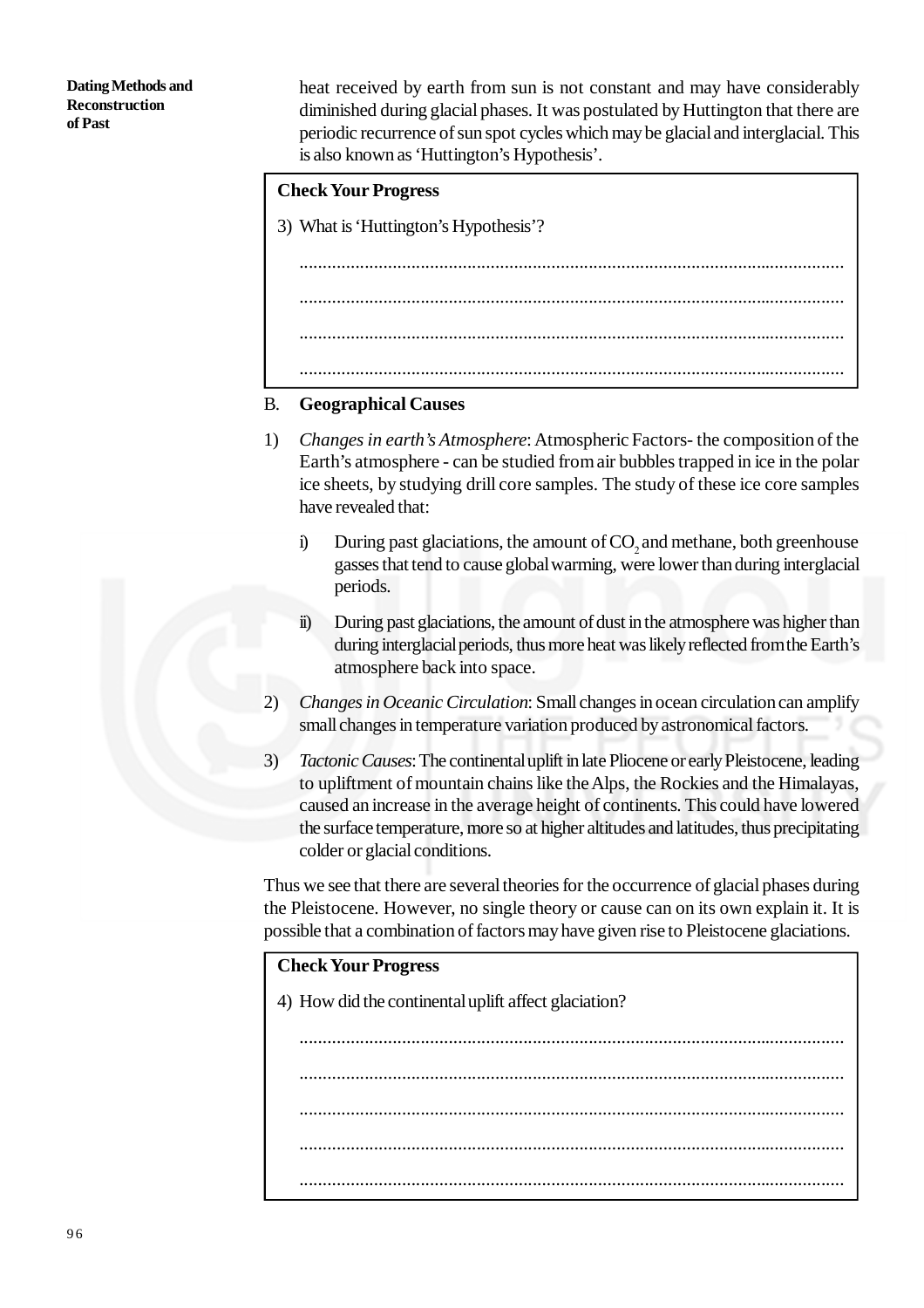heat received by earth from sun is not constant and may have considerably diminished during glacial phases. It was postulated by Huttington that there are periodic recurrence of sun spot cycles which may be glacial and interglacial. This is also known as 'Huttington's Hypothesis'.

**Check Your Progress**

3) What is 'Huttington's Hypothesis'?

....................................................................................................................

....................................................................................................................

....................................................................................................................

....................................................................................................................

B. **Geographical Causes**

1) *Changes in earth's Atmosphere*: Atmospheric Factors- the composition of the Earth's atmosphere - can be studied from air bubbles trapped in ice in the polar ice sheets, by studying drill core samples. The study of these ice core samples have revealed that:

   i) During past glaciations, the amount of $CO_2$ and methane, both greenhouse gasses that tend to cause global warming, were lower than during interglacial periods.

   ii) During past glaciations, the amount of dust in the atmosphere was higher than during interglacial periods, thus more heat was likely reflected from the Earth's atmosphere back into space.

2) *Changes in Oceanic Circulation*: Small changes in ocean circulation can amplify small changes in temperature variation produced by astronomical factors.

3) *Tactonic Causes*: The continental uplift in late Pliocene or early Pleistocene, leading to upliftment of mountain chains like the Alps, the Rockies and the Himalayas, caused an increase in the average height of continents. This could have lowered the surface temperature, more so at higher altitudes and latitudes, thus precipitating colder or glacial conditions.

Thus we see that there are several theories for the occurrence of glacial phases during the Pleistocene. However, no single theory or cause can on its own explain it. It is possible that a combination of factors may have given rise to Pleistocene glaciations.

**Check Your Progress**

4) How did the continental uplift affect glaciation?

....................................................................................................................

....................................................................................................................

....................................................................................................................

....................................................................................................................

....................................................................................................................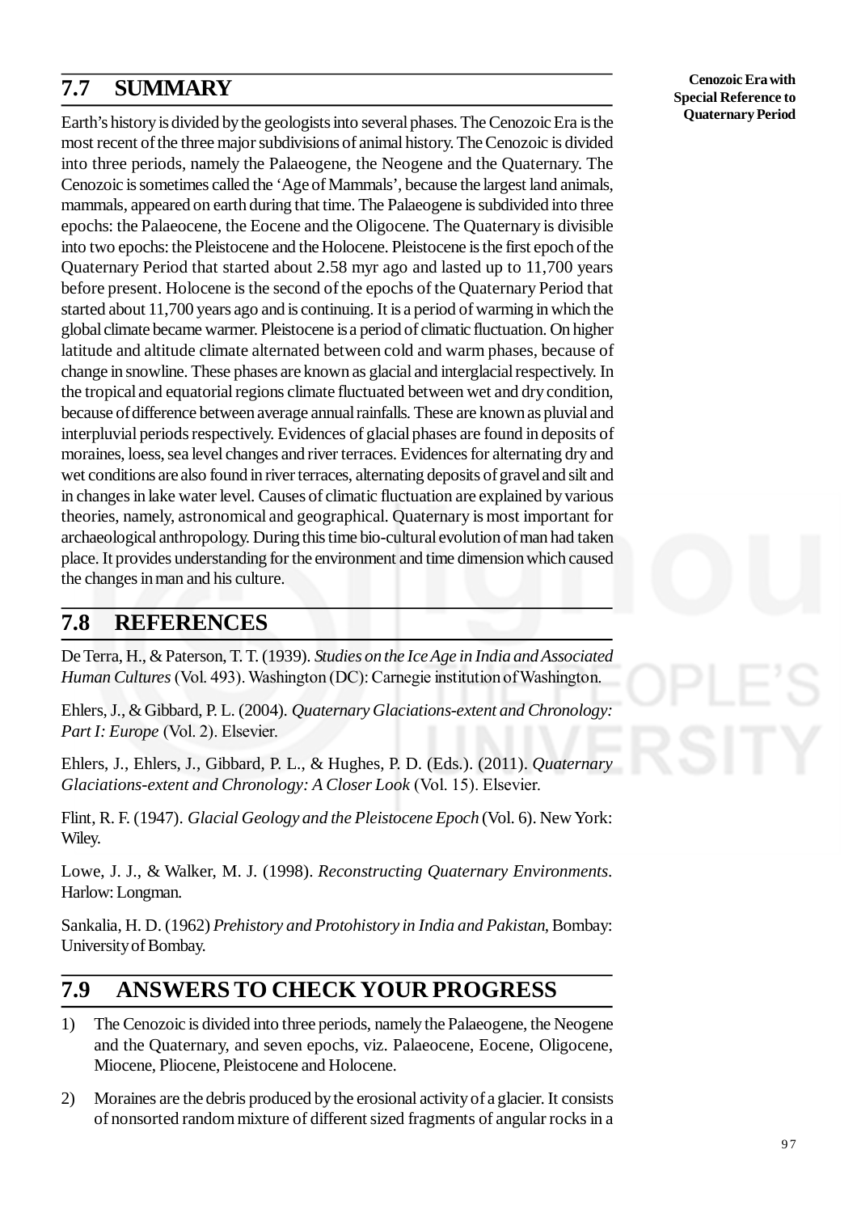## 7.7 SUMMARY

Earth's history is divided by the geologists into several phases. The Cenozoic Era is the most recent of the three major subdivisions of animal history. The Cenozoic is divided into three periods, namely the Palaeogene, the Neogene and the Quaternary. The Cenozoic is sometimes called the 'Age of Mammals', because the largest land animals, mammals, appeared on earth during that time. The Palaeogene is subdivided into three epochs: the Palaeocene, the Eocene and the Oligocene. The Quaternary is divisible into two epochs: the Pleistocene and the Holocene. Pleistocene is the first epoch of the Quaternary Period that started about 2.58 myr ago and lasted up to 11,700 years before present. Holocene is the second of the epochs of the Quaternary Period that started about 11,700 years ago and is continuing. It is a period of warming in which the global climate became warmer. Pleistocene is a period of climatic fluctuation. On higher latitude and altitude climate alternated between cold and warm phases, because of change in snowline. These phases are known as glacial and interglacial respectively. In the tropical and equatorial regions climate fluctuated between wet and dry condition, because of difference between average annual rainfalls. These are known as pluvial and interpluvial periods respectively. Evidences of glacial phases are found in deposits of moraines, loess, sea level changes and river terraces. Evidences for alternating dry and wet conditions are also found in river terraces, alternating deposits of gravel and silt and in changes in lake water level. Causes of climatic fluctuation are explained by various theories, namely, astronomical and geographical. Quaternary is most important for archaeological anthropology. During this time bio-cultural evolution of man had taken place. It provides understanding for the environment and time dimension which caused the changes in man and his culture.

## 7.8 REFERENCES

De Terra, H., & Paterson, T. T. (1939). *Studies on the Ice Age in India and Associated Human Cultures* (Vol. 493). Washington (DC): Carnegie institution of Washington.

Ehlers, J., & Gibbard, P. L. (2004). *Quaternary Glaciations-extent and Chronology: Part I: Europe* (Vol. 2). Elsevier.

Ehlers, J., Ehlers, J., Gibbard, P. L., & Hughes, P. D. (Eds.). (2011). *Quaternary Glaciations-extent and Chronology: A Closer Look* (Vol. 15). Elsevier.

Flint, R. F. (1947). *Glacial Geology and the Pleistocene Epoch* (Vol. 6). New York: Wiley.

Lowe, J. J., & Walker, M. J. (1998). *Reconstructing Quaternary Environments*. Harlow: Longman.

Sankalia, H. D. (1962) *Prehistory and Protohistory in India and Pakistan*, Bombay: University of Bombay.

## 7.9 ANSWERS TO CHECK YOUR PROGRESS

1) The Cenozoic is divided into three periods, namely the Palaeogene, the Neogene and the Quaternary, and seven epochs, viz. Palaeocene, Eocene, Oligocene, Miocene, Pliocene, Pleistocene and Holocene.

2) Moraines are the debris produced by the erosional activity of a glacier. It consists of nonsorted random mixture of different sized fragments of angular rocks in a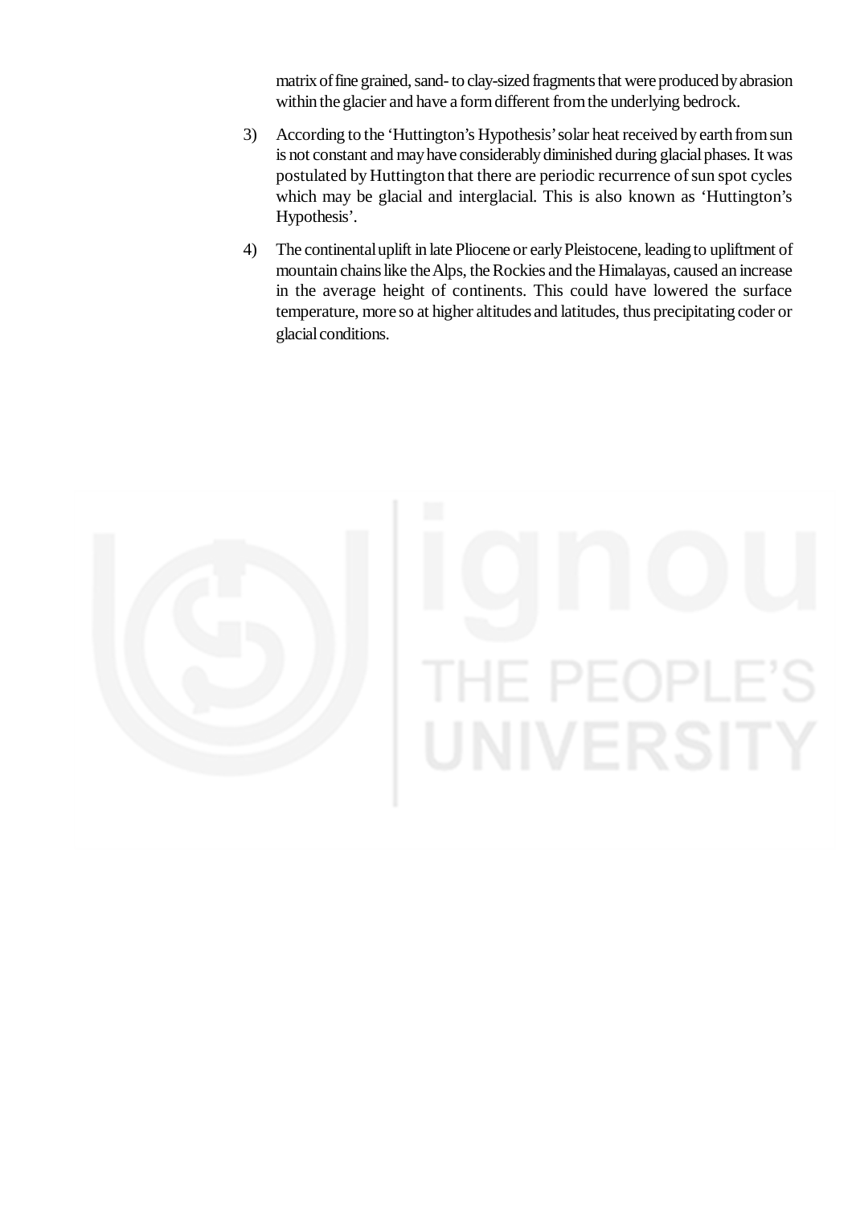matrix of fine grained, sand- to clay-sized fragments that were produced by abrasion within the glacier and have a form different from the underlying bedrock.

3) According to the 'Huttington's Hypothesis' solar heat received by earth from sun is not constant and may have considerably diminished during glacial phases. It was postulated by Huttington that there are periodic recurrence of sun spot cycles which may be glacial and interglacial. This is also known as 'Huttington's Hypothesis'.

4) The continental uplift in late Pliocene or early Pleistocene, leading to upliftment of mountain chains like the Alps, the Rockies and the Himalayas, caused an increase in the average height of continents. This could have lowered the surface temperature, more so at higher altitudes and latitudes, thus precipitating coder or glacial conditions.